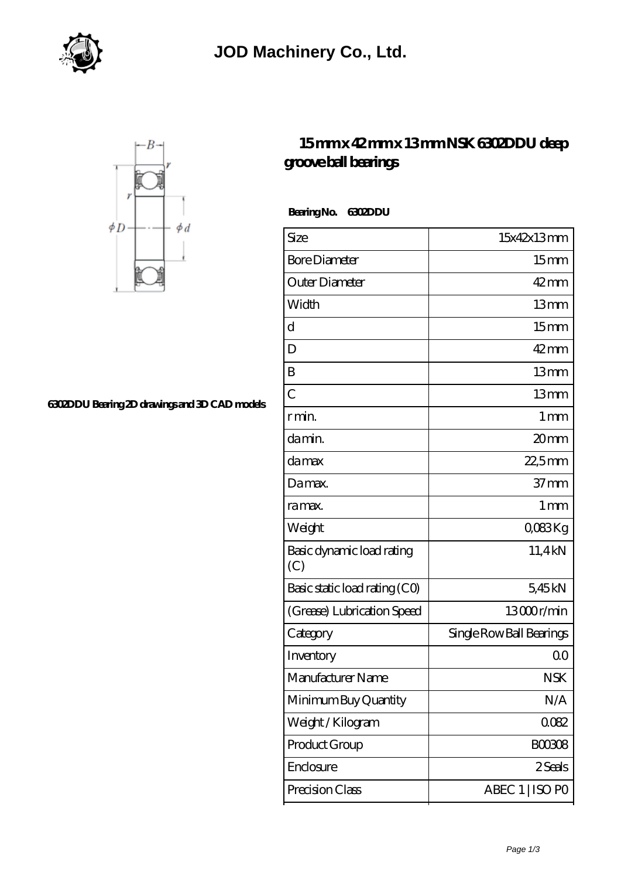JOD Machinery Co., Ltd.

# 15 mm x 42 mm x 13 mm NSK 6302DDU deep groove ball bearings

6302DDU Bearing 2D drawings and 3D CAD models

**Bearing No. 6302DDU**

| Size | 15x42x13 mm |
|---|---|
| Bore Diameter | 15 mm |
| Outer Diameter | 42 mm |
| Width | 13 mm |
| d | 15 mm |
| D | 42 mm |
| B | 13 mm |
| C | 13 mm |
| r min. | 1 mm |
| da min. | 20 mm |
| da max | 22,5 mm |
| Da max. | 37 mm |
| ra max. | 1 mm |
| Weight | 0,083 Kg |
| Basic dynamic load rating (C) | 11,4 kN |
| Basic static load rating (C0) | 5,45 kN |
| (Grease) Lubrication Speed | 13000 r/min |
| Category | Single Row Ball Bearings |
| Inventory | 0.0 |
| Manufacturer Name | NSK |
| Minimum Buy Quantity | N/A |
| Weight / Kilogram | 0.082 |
| Product Group | B00308 |
| Enclosure | 2 Seals |
| Precision Class | ABEC 1 \| ISO P0 |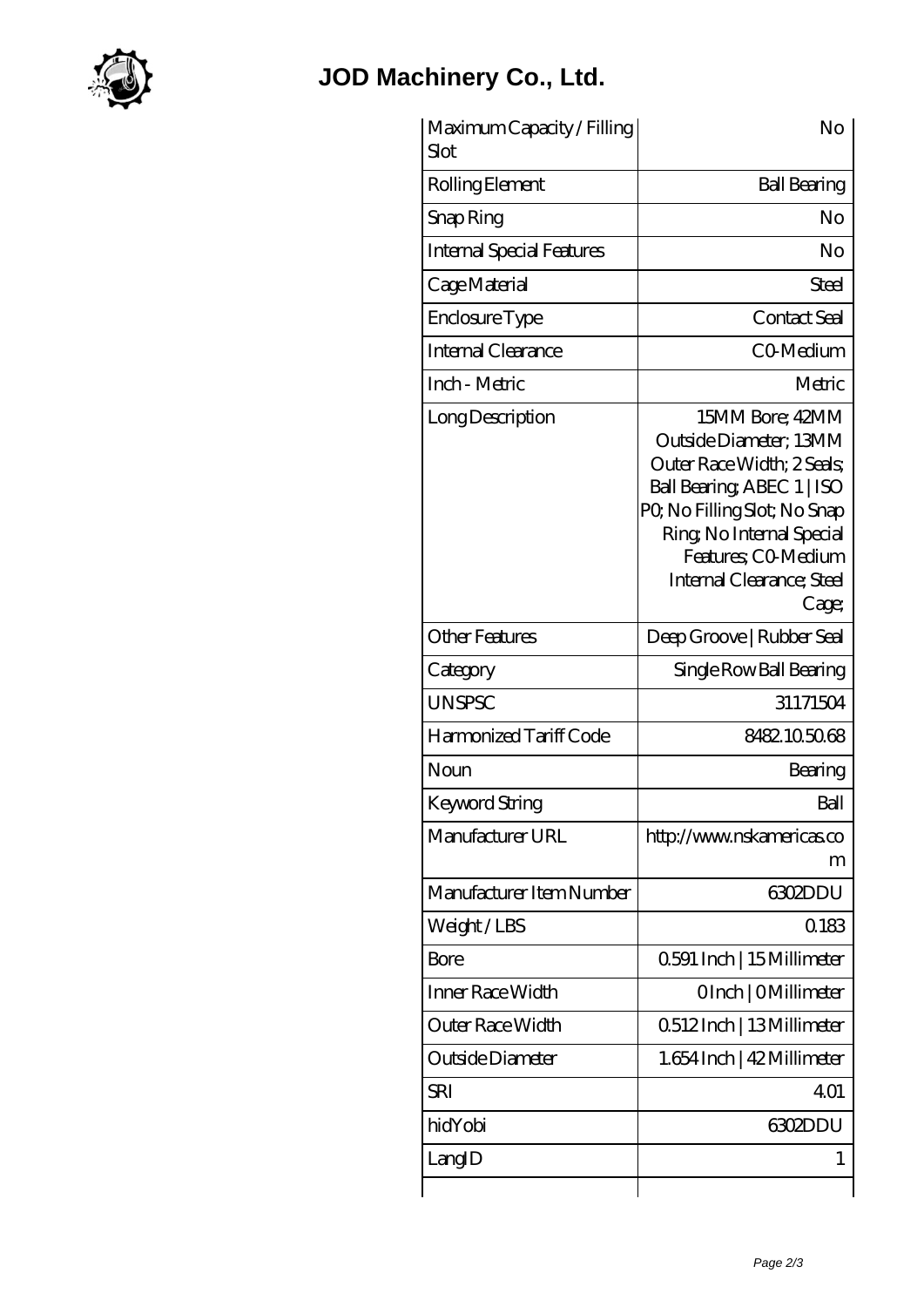# JOD Machinery Co., Ltd.

| | |
|---|---|
| Maximum Capacity / Filling Slot | No |
| Rolling Element | Ball Bearing |
| Snap Ring | No |
| Internal Special Features | No |
| Cage Material | Steel |
| Enclosure Type | Contact Seal |
| Internal Clearance | C0-Medium |
| Inch - Metric | Metric |
| Long Description | 15MM Bore; 42MM Outside Diameter; 13MM Outer Race Width; 2 Seals; Ball Bearing; ABEC 1 \| ISO P0; No Filling Slot; No Snap Ring; No Internal Special Features; C0-Medium Internal Clearance; Steel Cage; |
| Other Features | Deep Groove \| Rubber Seal |
| Category | Single Row Ball Bearing |
| UNSPSC | 31171504 |
| Harmonized Tariff Code | 8482.10.50.68 |
| Noun | Bearing |
| Keyword String | Ball |
| Manufacturer URL | http://www.nskamericas.com |
| Manufacturer Item Number | 6302DDU |
| Weight / LBS | 0.183 |
| Bore | 0.591 Inch \| 15 Millimeter |
| Inner Race Width | 0 Inch \| 0 Millimeter |
| Outer Race Width | 0.512 Inch \| 13 Millimeter |
| Outside Diameter | 1.654 Inch \| 42 Millimeter |
| SRI | 4.01 |
| hidYobi | 6302DDU |
| LangID | 1 |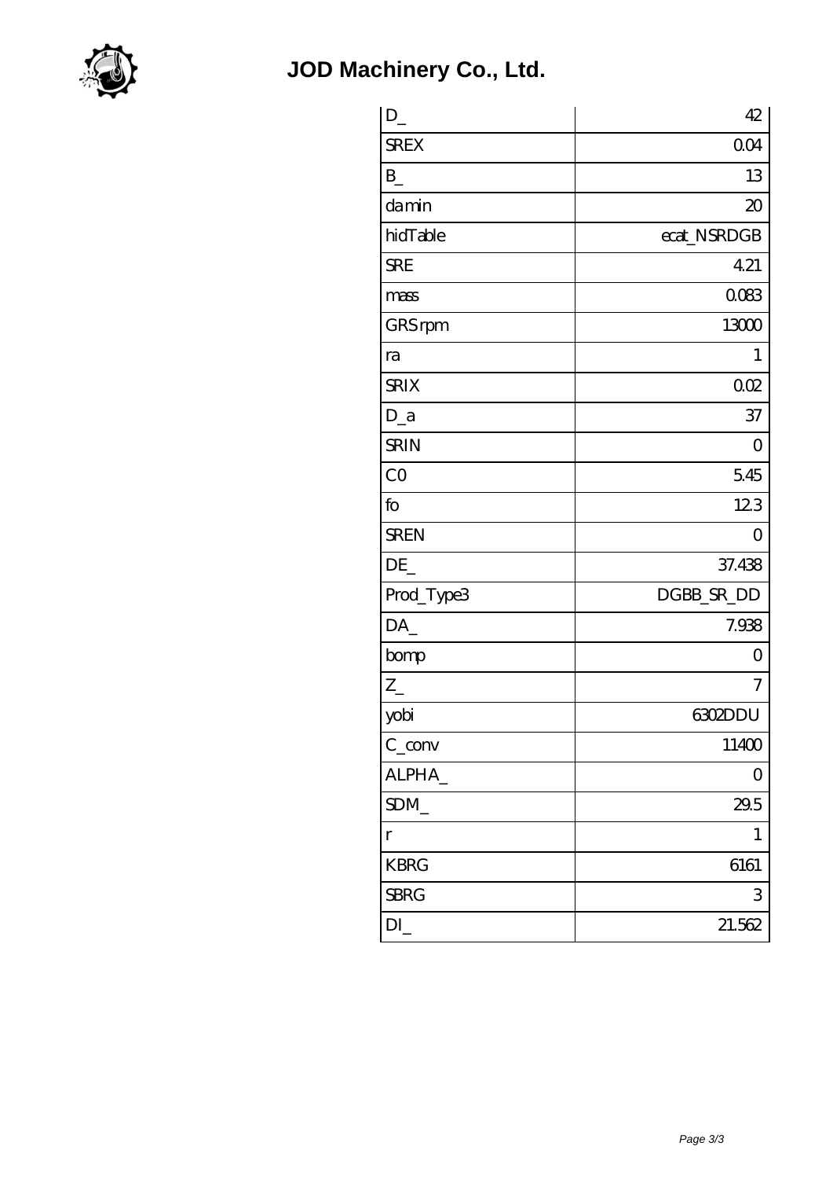| | |
|---|---|
| D_ | 42 |
| SREX | 0.04 |
| B_ | 13 |
| da min | 20 |
| hidTable | ecat_NSRDGB |
| SRE | 4.21 |
| mass | 0.083 |
| GRS rpm | 13000 |
| ra | 1 |
| SRIX | 0.02 |
| D_a | 37 |
| SRIN | 0 |
| C0 | 5.45 |
| fo | 12.3 |
| SREN | 0 |
| DE_ | 37.438 |
| Prod_Type3 | DGBB_SR_DD |
| DA_ | 7.938 |
| bomp | 0 |
| Z_ | 7 |
| yobi | 6302DDU |
| C_conv | 11400 |
| ALPHA_ | 0 |
| SDM_ | 29.5 |
| r | 1 |
| KBRG | 6161 |
| SBRG | 3 |
| DI_ | 21.562 |